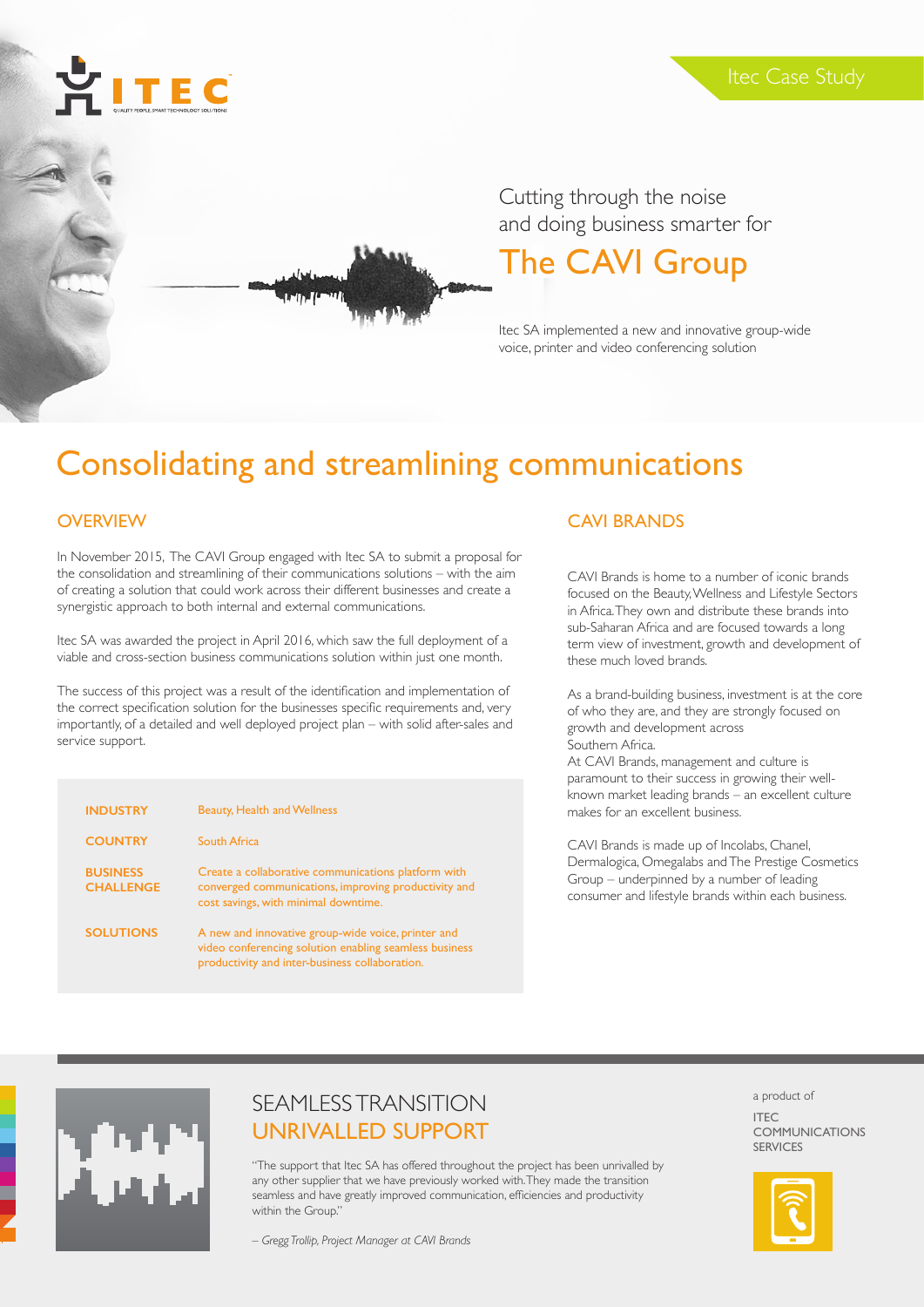ITEC

QUALITY PEOPLE. SMART TECHNOLOGY SOLUTIONS

Itec Case Study

Cutting through the noise and doing business smarter for

# The CAVI Group

Itec SA implemented a new and innovative group-wide voice, printer and video conferencing solution

# Consolidating and streamlining communications

## OVERVIEW

In November 2015, The CAVI Group engaged with Itec SA to submit a proposal for the consolidation and streamlining of their communications solutions – with the aim of creating a solution that could work across their different businesses and create a synergistic approach to both internal and external communications.

Itec SA was awarded the project in April 2016, which saw the full deployment of a viable and cross-section business communications solution within just one month.

The success of this project was a result of the identification and implementation of the correct specification solution for the businesses specific requirements and, very importantly, of a detailed and well deployed project plan – with solid after-sales and service support.

| | |
|---|---|
| **INDUSTRY** | Beauty, Health and Wellness |
| **COUNTRY** | South Africa |
| **BUSINESS CHALLENGE** | Create a collaborative communications platform with converged communications, improving productivity and cost savings, with minimal downtime. |
| **SOLUTIONS** | A new and innovative group-wide voice, printer and video conferencing solution enabling seamless business productivity and inter-business collaboration. |

## CAVI BRANDS

CAVI Brands is home to a number of iconic brands focused on the Beauty, Wellness and Lifestyle Sectors in Africa. They own and distribute these brands into sub-Saharan Africa and are focused towards a long term view of investment, growth and development of these much loved brands.

As a brand-building business, investment is at the core of who they are, and they are strongly focused on growth and development across Southern Africa.
At CAVI Brands, management and culture is paramount to their success in growing their well-known market leading brands – an excellent culture makes for an excellent business.

CAVI Brands is made up of Incolabs, Chanel, Dermalogica, Omegalabs and The Prestige Cosmetics Group – underpinned by a number of leading consumer and lifestyle brands within each business.

## SEAMLESS TRANSITION UNRIVALLED SUPPORT

"The support that Itec SA has offered throughout the project has been unrivalled by any other supplier that we have previously worked with. They made the transition seamless and have greatly improved communication, efficiencies and productivity within the Group."

*– Gregg Trollip, Project Manager at CAVI Brands*

a product of

ITEC COMMUNICATIONS SERVICES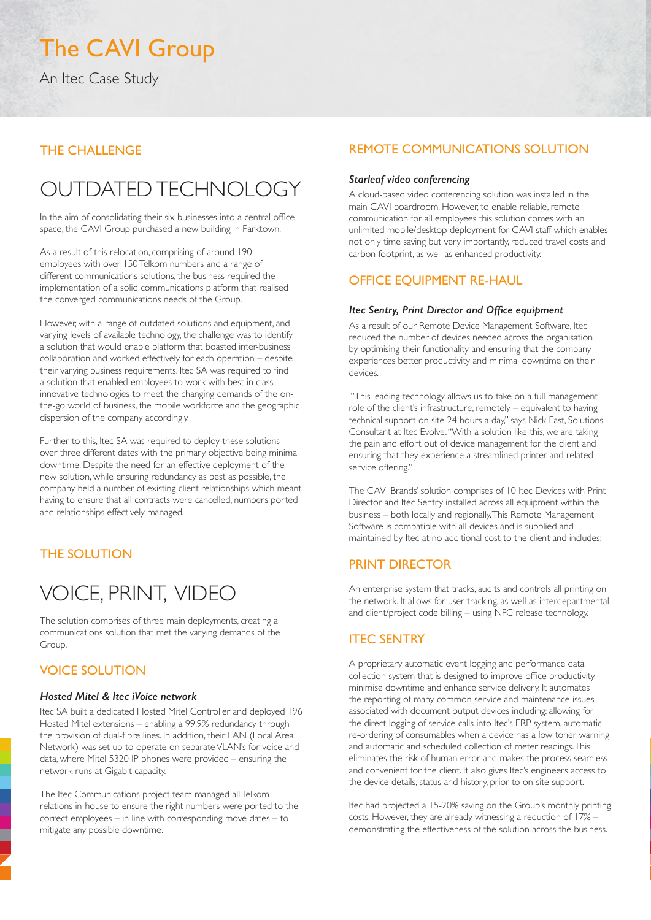# The CAVI Group

An Itec Case Study

## THE CHALLENGE

## OUTDATED TECHNOLOGY

In the aim of consolidating their six businesses into a central office space, the CAVI Group purchased a new building in Parktown.

As a result of this relocation, comprising of around 190 employees with over 150 Telkom numbers and a range of different communications solutions, the business required the implementation of a solid communications platform that realised the converged communications needs of the Group.

However, with a range of outdated solutions and equipment, and varying levels of available technology, the challenge was to identify a solution that would enable platform that boasted inter-business collaboration and worked effectively for each operation – despite their varying business requirements. Itec SA was required to find a solution that enabled employees to work with best in class, innovative technologies to meet the changing demands of the on-the-go world of business, the mobile workforce and the geographic dispersion of the company accordingly.

Further to this, Itec SA was required to deploy these solutions over three different dates with the primary objective being minimal downtime. Despite the need for an effective deployment of the new solution, while ensuring redundancy as best as possible, the company held a number of existing client relationships which meant having to ensure that all contracts were cancelled, numbers ported and relationships effectively managed.

## THE SOLUTION

## VOICE, PRINT, VIDEO

The solution comprises of three main deployments, creating a communications solution that met the varying demands of the Group.

### VOICE SOLUTION

***Hosted Mitel & Itec iVoice network***

Itec SA built a dedicated Hosted Mitel Controller and deployed 196 Hosted Mitel extensions – enabling a 99.9% redundancy through the provision of dual-fibre lines. In addition, their LAN (Local Area Network) was set up to operate on separate VLAN's for voice and data, where Mitel 5320 IP phones were provided – ensuring the network runs at Gigabit capacity.

The Itec Communications project team managed all Telkom relations in-house to ensure the right numbers were ported to the correct employees – in line with corresponding move dates – to mitigate any possible downtime.

### REMOTE COMMUNICATIONS SOLUTION

***Starleaf video conferencing***

A cloud-based video conferencing solution was installed in the main CAVI boardroom. However, to enable reliable, remote communication for all employees this solution comes with an unlimited mobile/desktop deployment for CAVI staff which enables not only time saving but very importantly, reduced travel costs and carbon footprint, as well as enhanced productivity.

### OFFICE EQUIPMENT RE-HAUL

***Itec Sentry, Print Director and Office equipment***

As a result of our Remote Device Management Software, Itec reduced the number of devices needed across the organisation by optimising their functionality and ensuring that the company experiences better productivity and minimal downtime on their devices.

"This leading technology allows us to take on a full management role of the client's infrastructure, remotely – equivalent to having technical support on site 24 hours a day," says Nick East, Solutions Consultant at Itec Evolve. "With a solution like this, we are taking the pain and effort out of device management for the client and ensuring that they experience a streamlined printer and related service offering."

The CAVI Brands' solution comprises of 10 Itec Devices with Print Director and Itec Sentry installed across all equipment within the business – both locally and regionally. This Remote Management Software is compatible with all devices and is supplied and maintained by Itec at no additional cost to the client and includes:

### PRINT DIRECTOR

An enterprise system that tracks, audits and controls all printing on the network. It allows for user tracking, as well as interdepartmental and client/project code billing – using NFC release technology.

### ITEC SENTRY

A proprietary automatic event logging and performance data collection system that is designed to improve office productivity, minimise downtime and enhance service delivery. It automates the reporting of many common service and maintenance issues associated with document output devices including: allowing for the direct logging of service calls into Itec's ERP system, automatic re-ordering of consumables when a device has a low toner warning and automatic and scheduled collection of meter readings. This eliminates the risk of human error and makes the process seamless and convenient for the client. It also gives Itec's engineers access to the device details, status and history, prior to on-site support.

Itec had projected a 15-20% saving on the Group's monthly printing costs. However, they are already witnessing a reduction of 17% – demonstrating the effectiveness of the solution across the business.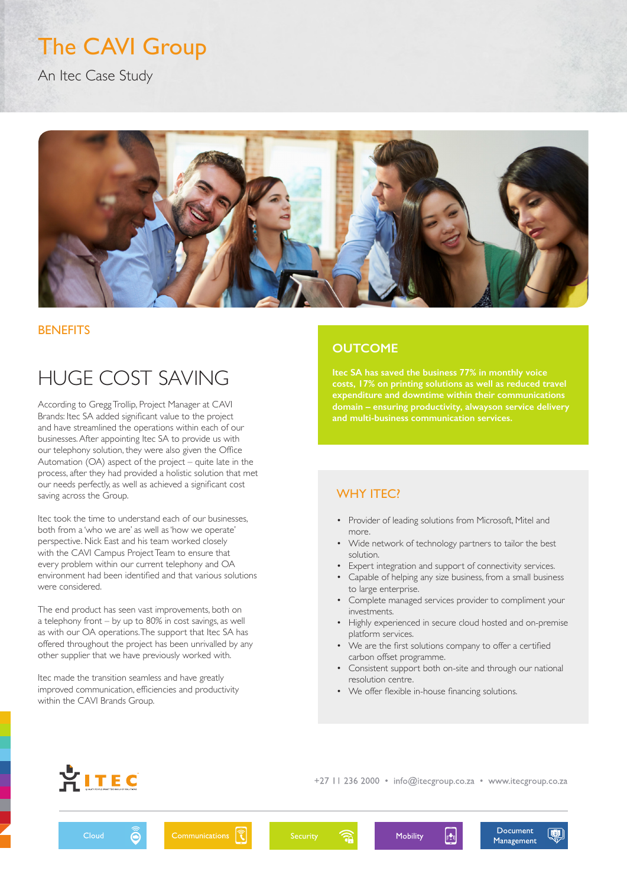# The CAVI Group

An Itec Case Study

## BENEFITS

## HUGE COST SAVING

According to Gregg Trollip, Project Manager at CAVI Brands: Itec SA added significant value to the project and have streamlined the operations within each of our businesses. After appointing Itec SA to provide us with our telephony solution, they were also given the Office Automation (OA) aspect of the project – quite late in the process, after they had provided a holistic solution that met our needs perfectly, as well as achieved a significant cost saving across the Group.

Itec took the time to understand each of our businesses, both from a 'who we are' as well as 'how we operate' perspective. Nick East and his team worked closely with the CAVI Campus Project Team to ensure that every problem within our current telephony and OA environment had been identified and that various solutions were considered.

The end product has seen vast improvements, both on a telephony front – by up to 80% in cost savings, as well as with our OA operations. The support that Itec SA has offered throughout the project has been unrivalled by any other supplier that we have previously worked with.

Itec made the transition seamless and have greatly improved communication, efficiencies and productivity within the CAVI Brands Group.

## OUTCOME

**Itec SA has saved the business 77% in monthly voice costs, 17% on printing solutions as well as reduced travel expenditure and downtime within their communications domain – ensuring productivity, alwayson service delivery and multi-business communication services.**

## WHY ITEC?

- Provider of leading solutions from Microsoft, Mitel and more.
- Wide network of technology partners to tailor the best solution.
- Expert integration and support of connectivity services.
- Capable of helping any size business, from a small business to large enterprise.
- Complete managed services provider to compliment your investments.
- Highly experienced in secure cloud hosted and on-premise platform services.
- We are the first solutions company to offer a certified carbon offset programme.
- Consistent support both on-site and through our national resolution centre.
- We offer flexible in-house financing solutions.

ITEC

+27 11 236 2000 • info@itecgroup.co.za • www.itecgroup.co.za

Cloud | Communications | Security | Mobility | Document Management